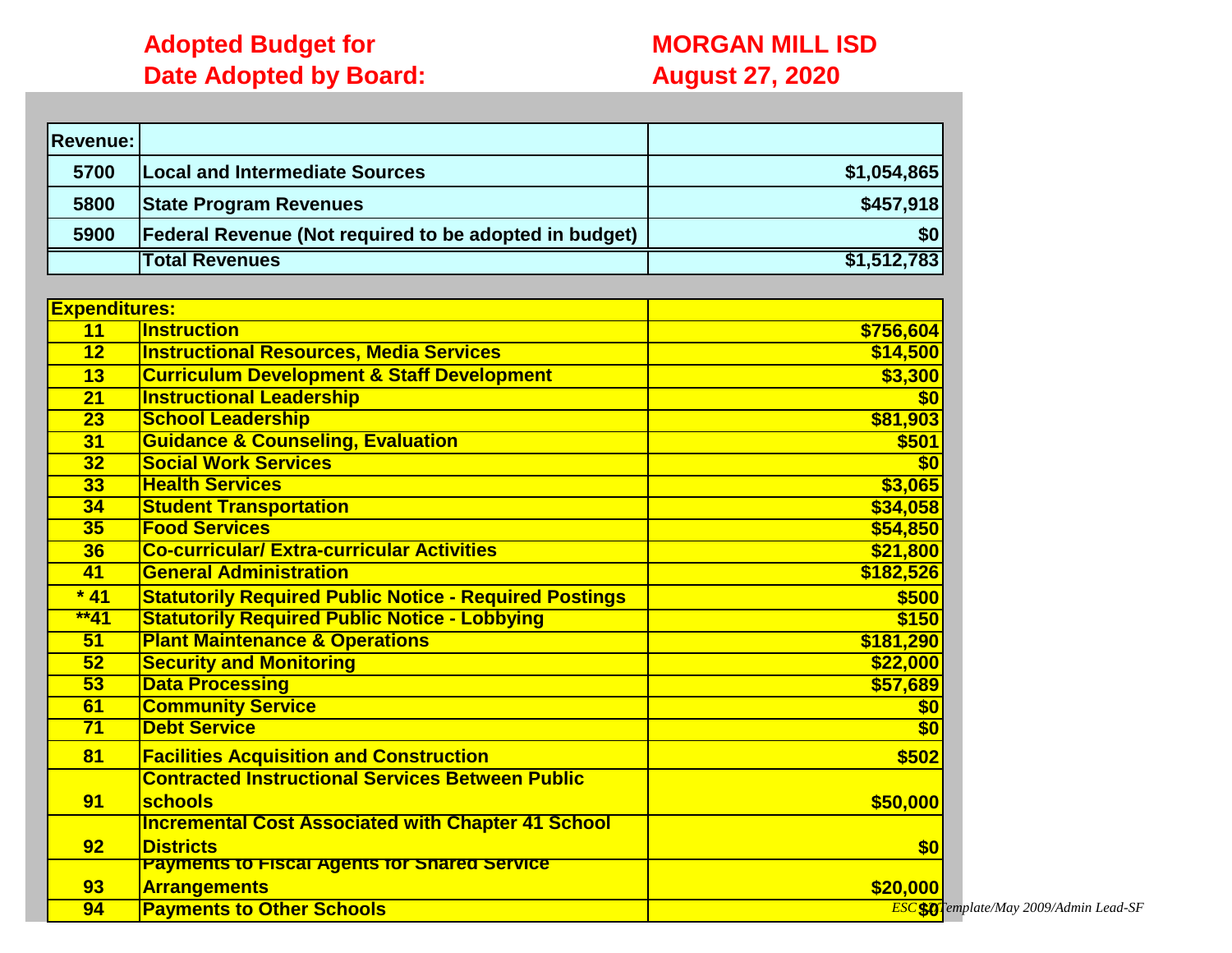**Adopted Budget for** **MORGAN MILL ISD**

**Date Adopted by Board:** **August 27, 2020**

| Revenue: | | |
|---|---|---|
| 5700 | Local and Intermediate Sources | $1,054,865 |
| 5800 | State Program Revenues | $457,918 |
| 5900 | Federal Revenue (Not required to be adopted in budget) | $0 |
| | Total Revenues | $1,512,783 |

| Expenditures: | | |
|---|---|---|
| 11 | Instruction | $756,604 |
| 12 | Instructional Resources, Media Services | $14,500 |
| 13 | Curriculum Development & Staff Development | $3,300 |
| 21 | Instructional Leadership | $0 |
| 23 | School Leadership | $81,903 |
| 31 | Guidance & Counseling, Evaluation | $501 |
| 32 | Social Work Services | $0 |
| 33 | Health Services | $3,065 |
| 34 | Student Transportation | $34,058 |
| 35 | Food Services | $54,850 |
| 36 | Co-curricular/ Extra-curricular Activities | $21,800 |
| 41 | General Administration | $182,526 |
| * 41 | Statutorily Required Public Notice - Required Postings | $500 |
| **41 | Statutorily Required Public Notice - Lobbying | $150 |
| 51 | Plant Maintenance & Operations | $181,290 |
| 52 | Security and Monitoring | $22,000 |
| 53 | Data Processing | $57,689 |
| 61 | Community Service | $0 |
| 71 | Debt Service | $0 |
| 81 | Facilities Acquisition and Construction | $502 |
| 91 | Contracted Instructional Services Between Public schools | $50,000 |
| 92 | Incremental Cost Associated with Chapter 41 School Districts | $0 |
| 93 | Payments to Fiscal Agents for Shared Service Arrangements | $20,000 |
| 94 | Payments to Other Schools | $0 |

*ESC 10 Template/May 2009/Admin Lead-SF*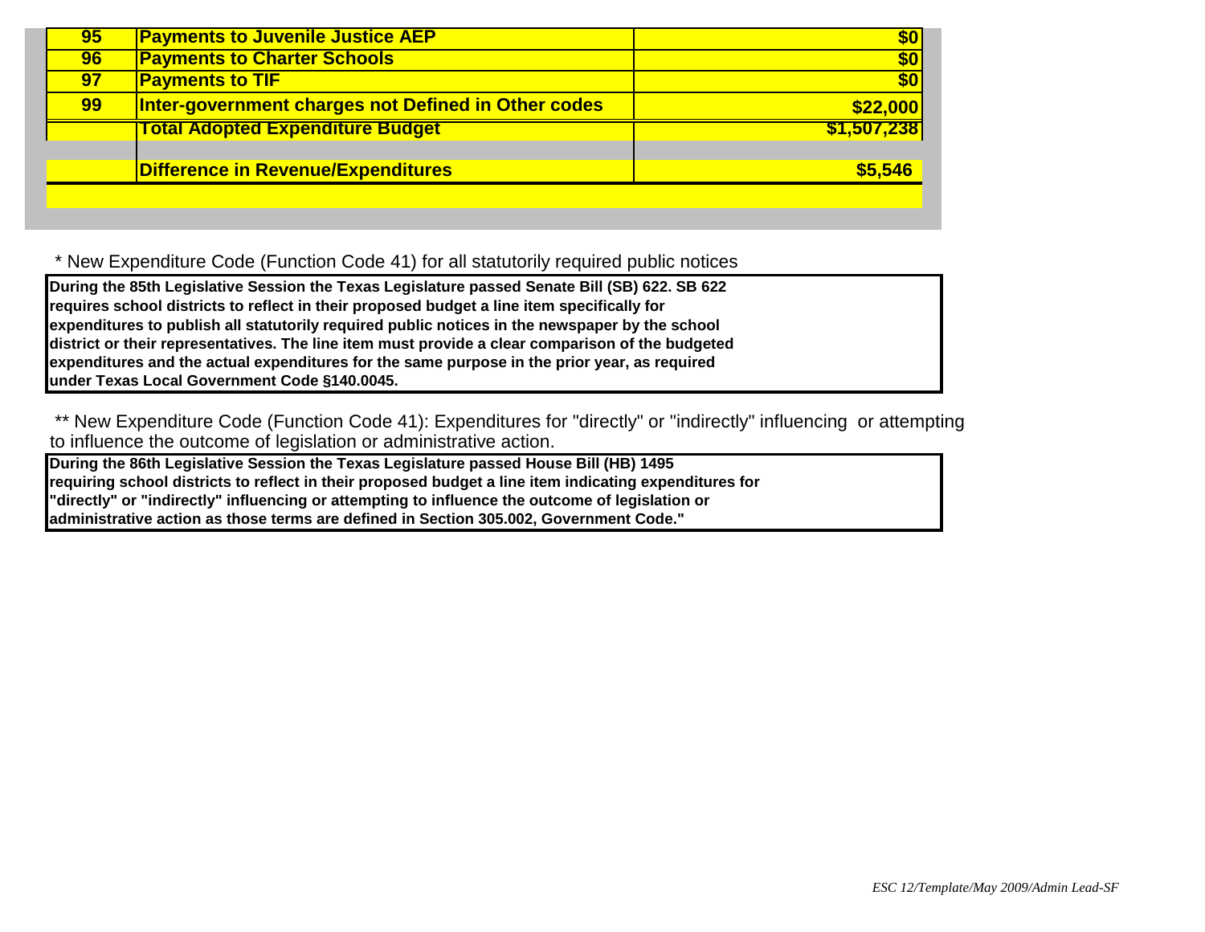| | | |
|---|---|---|
| 95 | Payments to Juvenile Justice AEP | $0 |
| 96 | Payments to Charter Schools | $0 |
| 97 | Payments to TIF | $0 |
| 99 | Inter-government charges not Defined in Other codes | $22,000 |
| | Total Adopted Expenditure Budget | $1,507,238 |
| | | |
| | Difference in Revenue/Expenditures | $5,546 |

\* New Expenditure Code (Function Code 41) for all statutorily required public notices

**During the 85th Legislative Session the Texas Legislature passed Senate Bill (SB) 622. SB 622 requires school districts to reflect in their proposed budget a line item specifically for expenditures to publish all statutorily required public notices in the newspaper by the school district or their representatives. The line item must provide a clear comparison of the budgeted expenditures and the actual expenditures for the same purpose in the prior year, as required under Texas Local Government Code §140.0045.**

\*\* New Expenditure Code (Function Code 41): Expenditures for "directly" or "indirectly" influencing or attempting to influence the outcome of legislation or administrative action.

**During the 86th Legislative Session the Texas Legislature passed House Bill (HB) 1495 requiring school districts to reflect in their proposed budget a line item indicating expenditures for "directly" or "indirectly" influencing or attempting to influence the outcome of legislation or administrative action as those terms are defined in Section 305.002, Government Code."**

*ESC 12/Template/May 2009/Admin Lead-SF*